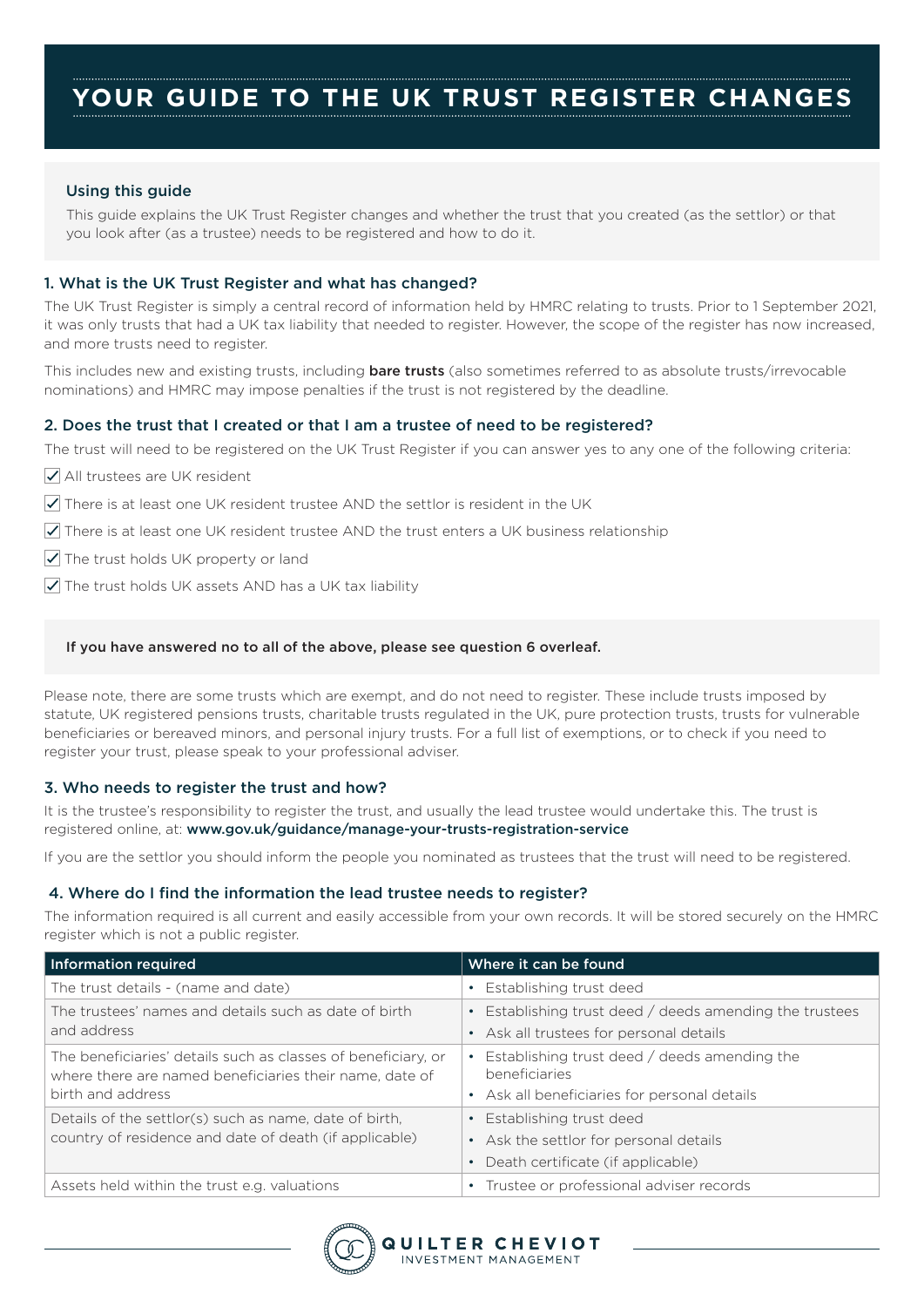# YOUR GUIDE TO THE UK TRUST REGISTER CHANGES

### Using this guide

This guide explains the UK Trust Register changes and whether the trust that you created (as the settlor) or that you look after (as a trustee) needs to be registered and how to do it.

### 1. What is the UK Trust Register and what has changed?

The UK Trust Register is simply a central record of information held by HMRC relating to trusts. Prior to 1 September 2021, it was only trusts that had a UK tax liability that needed to register. However, the scope of the register has now increased, and more trusts need to register.

This includes new and existing trusts, including **bare trusts** (also sometimes referred to as absolute trusts/irrevocable nominations) and HMRC may impose penalties if the trust is not registered by the deadline.

### 2. Does the trust that I created or that I am a trustee of need to be registered?

The trust will need to be registered on the UK Trust Register if you can answer yes to any one of the following criteria:

- ☑ All trustees are UK resident
- ☑ There is at least one UK resident trustee AND the settlor is resident in the UK
- ☑ There is at least one UK resident trustee AND the trust enters a UK business relationship
- ☑ The trust holds UK property or land
- ☑ The trust holds UK assets AND has a UK tax liability

**If you have answered no to all of the above, please see question 6 overleaf.**

Please note, there are some trusts which are exempt, and do not need to register. These include trusts imposed by statute, UK registered pensions trusts, charitable trusts regulated in the UK, pure protection trusts, trusts for vulnerable beneficiaries or bereaved minors, and personal injury trusts. For a full list of exemptions, or to check if you need to register your trust, please speak to your professional adviser.

### 3. Who needs to register the trust and how?

It is the trustee's responsibility to register the trust, and usually the lead trustee would undertake this. The trust is registered online, at: **www.gov.uk/guidance/manage-your-trusts-registration-service**

If you are the settlor you should inform the people you nominated as trustees that the trust will need to be registered.

### 4. Where do I find the information the lead trustee needs to register?

The information required is all current and easily accessible from your own records. It will be stored securely on the HMRC register which is not a public register.

| Information required | Where it can be found |
|---|---|
| The trust details - (name and date) | • Establishing trust deed |
| The trustees' names and details such as date of birth and address | • Establishing trust deed / deeds amending the trustees<br>• Ask all trustees for personal details |
| The beneficiaries' details such as classes of beneficiary, or where there are named beneficiaries their name, date of birth and address | • Establishing trust deed / deeds amending the beneficiaries<br>• Ask all beneficiaries for personal details |
| Details of the settlor(s) such as name, date of birth, country of residence and date of death (if applicable) | • Establishing trust deed<br>• Ask the settlor for personal details<br>• Death certificate (if applicable) |
| Assets held within the trust e.g. valuations | • Trustee or professional adviser records |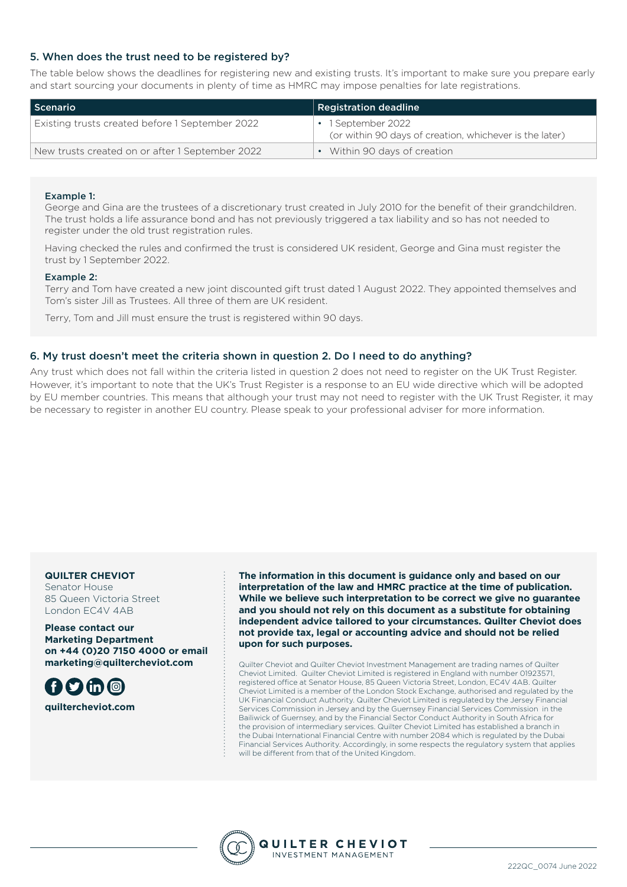## 5. When does the trust need to be registered by?

The table below shows the deadlines for registering new and existing trusts. It's important to make sure you prepare early and start sourcing your documents in plenty of time as HMRC may impose penalties for late registrations.

| Scenario | Registration deadline |
| --- | --- |
| Existing trusts created before 1 September 2022 | • 1 September 2022 (or within 90 days of creation, whichever is the later) |
| New trusts created on or after 1 September 2022 | • Within 90 days of creation |

**Example 1:**

George and Gina are the trustees of a discretionary trust created in July 2010 for the benefit of their grandchildren. The trust holds a life assurance bond and has not previously triggered a tax liability and so has not needed to register under the old trust registration rules.

Having checked the rules and confirmed the trust is considered UK resident, George and Gina must register the trust by 1 September 2022.

**Example 2:**

Terry and Tom have created a new joint discounted gift trust dated 1 August 2022. They appointed themselves and Tom's sister Jill as Trustees. All three of them are UK resident.

Terry, Tom and Jill must ensure the trust is registered within 90 days.

## 6. My trust doesn't meet the criteria shown in question 2. Do I need to do anything?

Any trust which does not fall within the criteria listed in question 2 does not need to register on the UK Trust Register. However, it's important to note that the UK's Trust Register is a response to an EU wide directive which will be adopted by EU member countries. This means that although your trust may not need to register with the UK Trust Register, it may be necessary to register in another EU country. Please speak to your professional adviser for more information.

**QUILTER CHEVIOT**
Senator House
85 Queen Victoria Street
London EC4V 4AB

**Please contact our Marketing Department on +44 (0)20 7150 4000 or email marketing@quiltercheviot.com**

**quiltercheviot.com**

**The information in this document is guidance only and based on our interpretation of the law and HMRC practice at the time of publication. While we believe such interpretation to be correct we give no guarantee and you should not rely on this document as a substitute for obtaining independent advice tailored to your circumstances. Quilter Cheviot does not provide tax, legal or accounting advice and should not be relied upon for such purposes.**

Quilter Cheviot and Quilter Cheviot Investment Management are trading names of Quilter Cheviot Limited. Quilter Cheviot Limited is registered in England with number 01923571, registered office at Senator House, 85 Queen Victoria Street, London, EC4V 4AB. Quilter Cheviot Limited is a member of the London Stock Exchange, authorised and regulated by the UK Financial Conduct Authority. Quilter Cheviot Limited is regulated by the Jersey Financial Services Commission in Jersey and by the Guernsey Financial Services Commission in the Bailiwick of Guernsey, and by the Financial Sector Conduct Authority in South Africa for the provision of intermediary services. Quilter Cheviot Limited has established a branch in the Dubai International Financial Centre with number 2084 which is regulated by the Dubai Financial Services Authority. Accordingly, in some respects the regulatory system that applies will be different from that of the United Kingdom.

QUILTER CHEVIOT
INVESTMENT MANAGEMENT

222QC_0074 June 2022